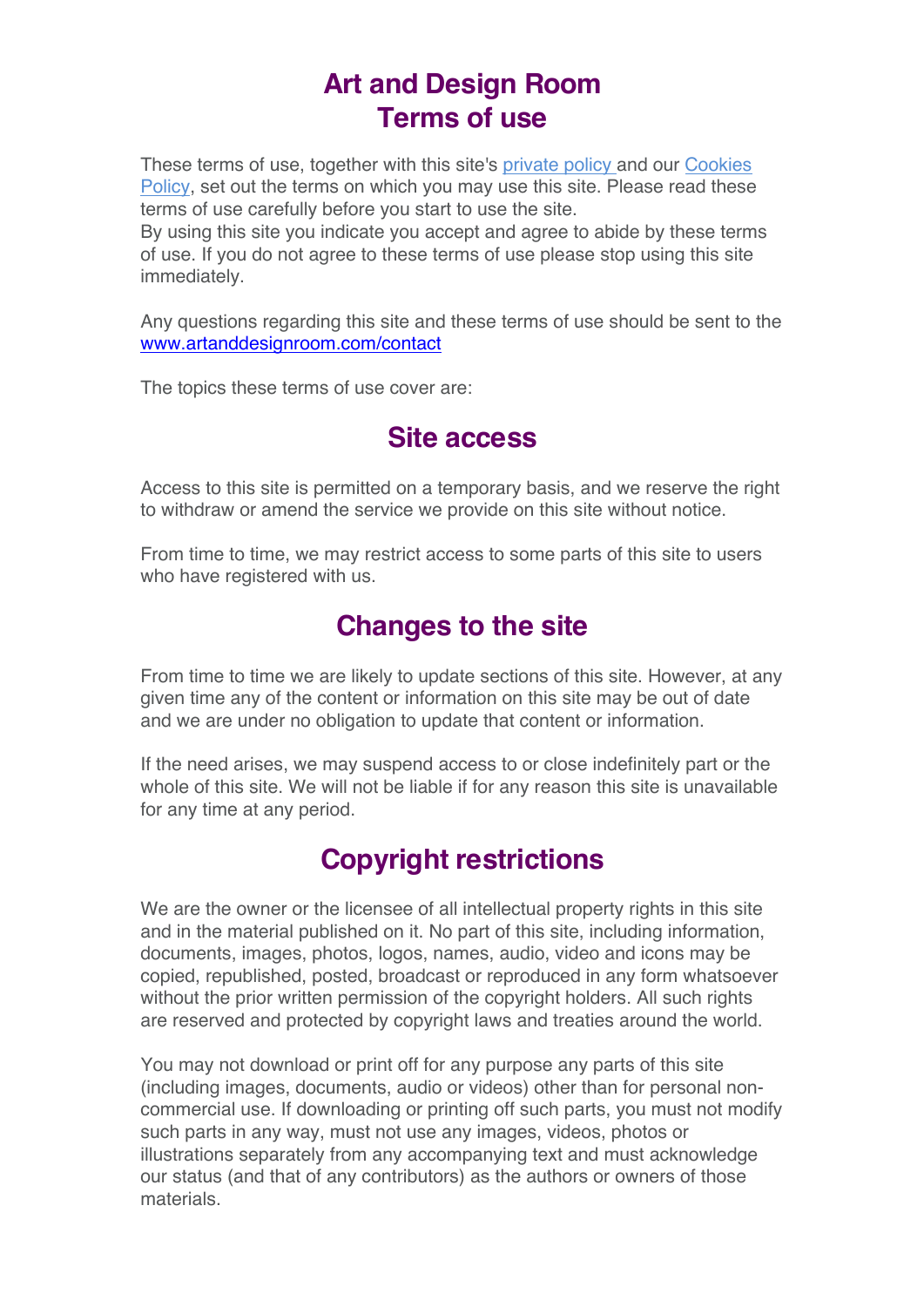# Art and Design Room
# Terms of use

These terms of use, together with this site's [private policy](#) and our [Cookies Policy](#), set out the terms on which you may use this site. Please read these terms of use carefully before you start to use the site.
By using this site you indicate you accept and agree to abide by these terms of use. If you do not agree to these terms of use please stop using this site immediately.

Any questions regarding this site and these terms of use should be sent to the [www.artanddesignroom.com/contact](http://www.artanddesignroom.com/contact)

The topics these terms of use cover are:

## Site access

Access to this site is permitted on a temporary basis, and we reserve the right to withdraw or amend the service we provide on this site without notice.

From time to time, we may restrict access to some parts of this site to users who have registered with us.

## Changes to the site

From time to time we are likely to update sections of this site. However, at any given time any of the content or information on this site may be out of date and we are under no obligation to update that content or information.

If the need arises, we may suspend access to or close indefinitely part or the whole of this site. We will not be liable if for any reason this site is unavailable for any time at any period.

## Copyright restrictions

We are the owner or the licensee of all intellectual property rights in this site and in the material published on it. No part of this site, including information, documents, images, photos, logos, names, audio, video and icons may be copied, republished, posted, broadcast or reproduced in any form whatsoever without the prior written permission of the copyright holders. All such rights are reserved and protected by copyright laws and treaties around the world.

You may not download or print off for any purpose any parts of this site (including images, documents, audio or videos) other than for personal non-commercial use. If downloading or printing off such parts, you must not modify such parts in any way, must not use any images, videos, photos or illustrations separately from any accompanying text and must acknowledge our status (and that of any contributors) as the authors or owners of those materials.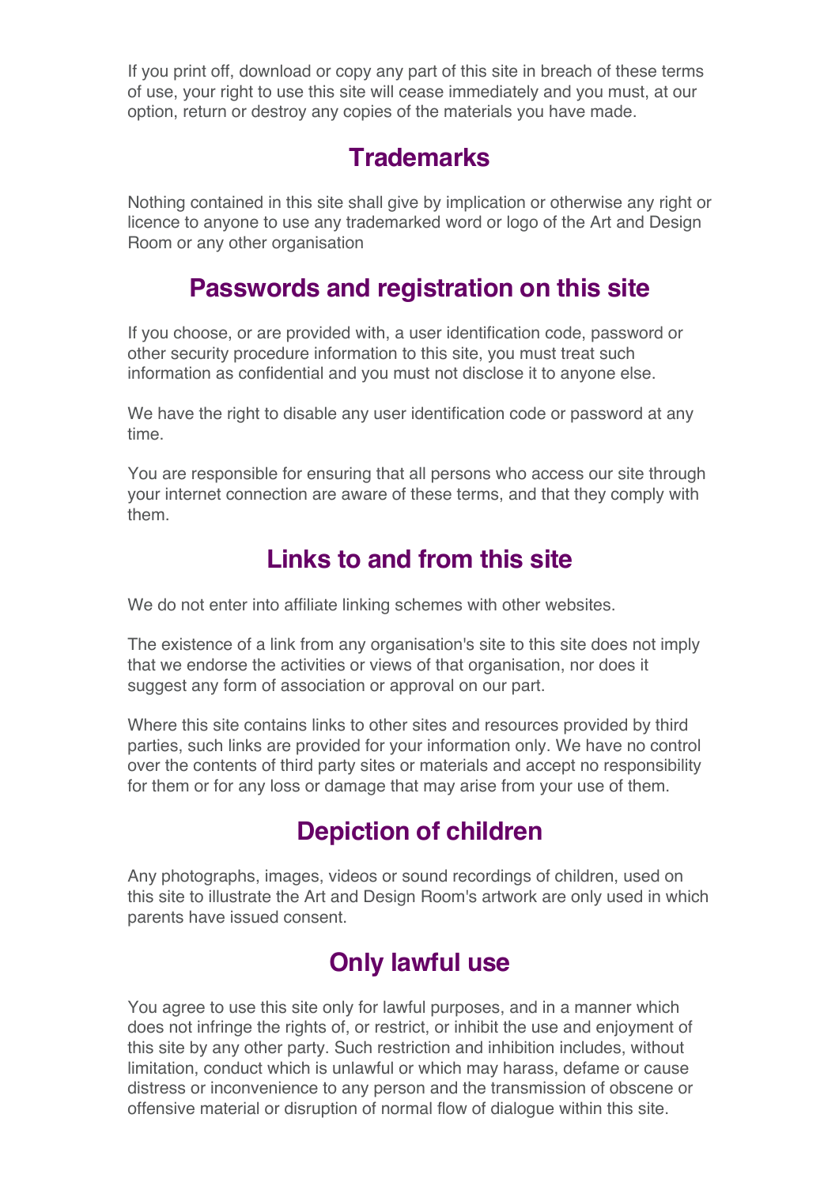If you print off, download or copy any part of this site in breach of these terms of use, your right to use this site will cease immediately and you must, at our option, return or destroy any copies of the materials you have made.

## Trademarks

Nothing contained in this site shall give by implication or otherwise any right or licence to anyone to use any trademarked word or logo of the Art and Design Room or any other organisation

## Passwords and registration on this site

If you choose, or are provided with, a user identification code, password or other security procedure information to this site, you must treat such information as confidential and you must not disclose it to anyone else.

We have the right to disable any user identification code or password at any time.

You are responsible for ensuring that all persons who access our site through your internet connection are aware of these terms, and that they comply with them.

## Links to and from this site

We do not enter into affiliate linking schemes with other websites.

The existence of a link from any organisation's site to this site does not imply that we endorse the activities or views of that organisation, nor does it suggest any form of association or approval on our part.

Where this site contains links to other sites and resources provided by third parties, such links are provided for your information only. We have no control over the contents of third party sites or materials and accept no responsibility for them or for any loss or damage that may arise from your use of them.

## Depiction of children

Any photographs, images, videos or sound recordings of children, used on this site to illustrate the Art and Design Room's artwork are only used in which parents have issued consent.

## Only lawful use

You agree to use this site only for lawful purposes, and in a manner which does not infringe the rights of, or restrict, or inhibit the use and enjoyment of this site by any other party. Such restriction and inhibition includes, without limitation, conduct which is unlawful or which may harass, defame or cause distress or inconvenience to any person and the transmission of obscene or offensive material or disruption of normal flow of dialogue within this site.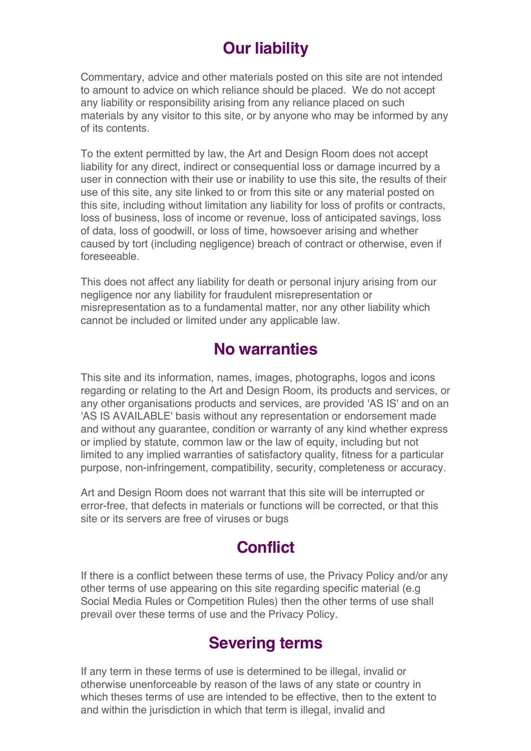## Our liability

Commentary, advice and other materials posted on this site are not intended to amount to advice on which reliance should be placed. We do not accept any liability or responsibility arising from any reliance placed on such materials by any visitor to this site, or by anyone who may be informed by any of its contents.

To the extent permitted by law, the Art and Design Room does not accept liability for any direct, indirect or consequential loss or damage incurred by a user in connection with their use or inability to use this site, the results of their use of this site, any site linked to or from this site or any material posted on this site, including without limitation any liability for loss of profits or contracts, loss of business, loss of income or revenue, loss of anticipated savings, loss of data, loss of goodwill, or loss of time, howsoever arising and whether caused by tort (including negligence) breach of contract or otherwise, even if foreseeable.

This does not affect any liability for death or personal injury arising from our negligence nor any liability for fraudulent misrepresentation or misrepresentation as to a fundamental matter, nor any other liability which cannot be included or limited under any applicable law.

## No warranties

This site and its information, names, images, photographs, logos and icons regarding or relating to the Art and Design Room, its products and services, or any other organisations products and services, are provided 'AS IS' and on an 'AS IS AVAILABLE' basis without any representation or endorsement made and without any guarantee, condition or warranty of any kind whether express or implied by statute, common law or the law of equity, including but not limited to any implied warranties of satisfactory quality, fitness for a particular purpose, non-infringement, compatibility, security, completeness or accuracy.

Art and Design Room does not warrant that this site will be interrupted or error-free, that defects in materials or functions will be corrected, or that this site or its servers are free of viruses or bugs

## Conflict

If there is a conflict between these terms of use, the Privacy Policy and/or any other terms of use appearing on this site regarding specific material (e.g Social Media Rules or Competition Rules) then the other terms of use shall prevail over these terms of use and the Privacy Policy.

## Severing terms

If any term in these terms of use is determined to be illegal, invalid or otherwise unenforceable by reason of the laws of any state or country in which theses terms of use are intended to be effective, then to the extent to and within the jurisdiction in which that term is illegal, invalid and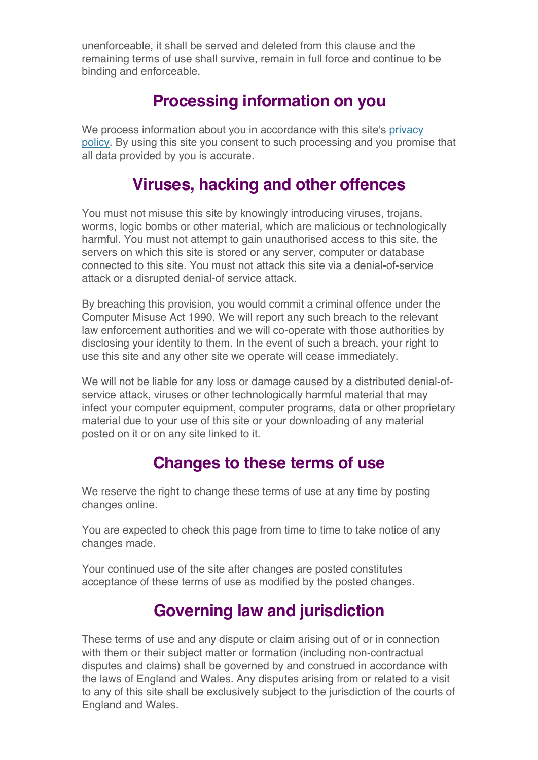unenforceable, it shall be served and deleted from this clause and the remaining terms of use shall survive, remain in full force and continue to be binding and enforceable.

## Processing information on you

We process information about you in accordance with this site's [privacy policy](). By using this site you consent to such processing and you promise that all data provided by you is accurate.

## Viruses, hacking and other offences

You must not misuse this site by knowingly introducing viruses, trojans, worms, logic bombs or other material, which are malicious or technologically harmful. You must not attempt to gain unauthorised access to this site, the servers on which this site is stored or any server, computer or database connected to this site. You must not attack this site via a denial-of-service attack or a disrupted denial-of service attack.

By breaching this provision, you would commit a criminal offence under the Computer Misuse Act 1990. We will report any such breach to the relevant law enforcement authorities and we will co-operate with those authorities by disclosing your identity to them. In the event of such a breach, your right to use this site and any other site we operate will cease immediately.

We will not be liable for any loss or damage caused by a distributed denial-of-service attack, viruses or other technologically harmful material that may infect your computer equipment, computer programs, data or other proprietary material due to your use of this site or your downloading of any material posted on it or on any site linked to it.

## Changes to these terms of use

We reserve the right to change these terms of use at any time by posting changes online.

You are expected to check this page from time to time to take notice of any changes made.

Your continued use of the site after changes are posted constitutes acceptance of these terms of use as modified by the posted changes.

## Governing law and jurisdiction

These terms of use and any dispute or claim arising out of or in connection with them or their subject matter or formation (including non-contractual disputes and claims) shall be governed by and construed in accordance with the laws of England and Wales. Any disputes arising from or related to a visit to any of this site shall be exclusively subject to the jurisdiction of the courts of England and Wales.